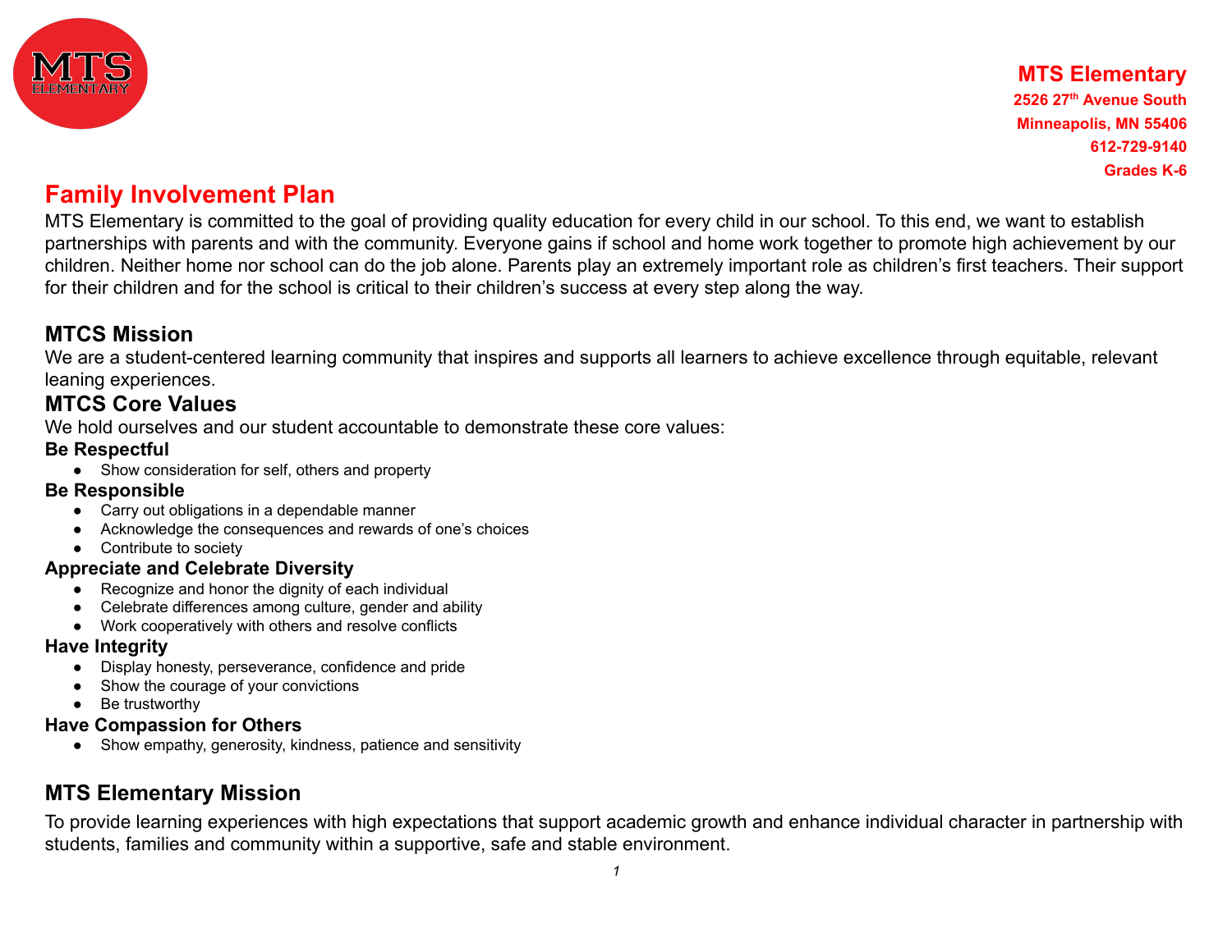**MTS Elementary**
**2526 27th Avenue South**
**Minneapolis, MN 55406**
**612-729-9140**
**Grades K-6**

# Family Involvement Plan

MTS Elementary is committed to the goal of providing quality education for every child in our school. To this end, we want to establish partnerships with parents and with the community. Everyone gains if school and home work together to promote high achievement by our children. Neither home nor school can do the job alone. Parents play an extremely important role as children's first teachers. Their support for their children and for the school is critical to their children's success at every step along the way.

## MTCS Mission

We are a student-centered learning community that inspires and supports all learners to achieve excellence through equitable, relevant leaning experiences.

## MTCS Core Values

We hold ourselves and our student accountable to demonstrate these core values:

**Be Respectful**

- Show consideration for self, others and property

**Be Responsible**

- Carry out obligations in a dependable manner
- Acknowledge the consequences and rewards of one's choices
- Contribute to society

**Appreciate and Celebrate Diversity**

- Recognize and honor the dignity of each individual
- Celebrate differences among culture, gender and ability
- Work cooperatively with others and resolve conflicts

**Have Integrity**

- Display honesty, perseverance, confidence and pride
- Show the courage of your convictions
- Be trustworthy

**Have Compassion for Others**

- Show empathy, generosity, kindness, patience and sensitivity

## MTS Elementary Mission

To provide learning experiences with high expectations that support academic growth and enhance individual character in partnership with students, families and community within a supportive, safe and stable environment.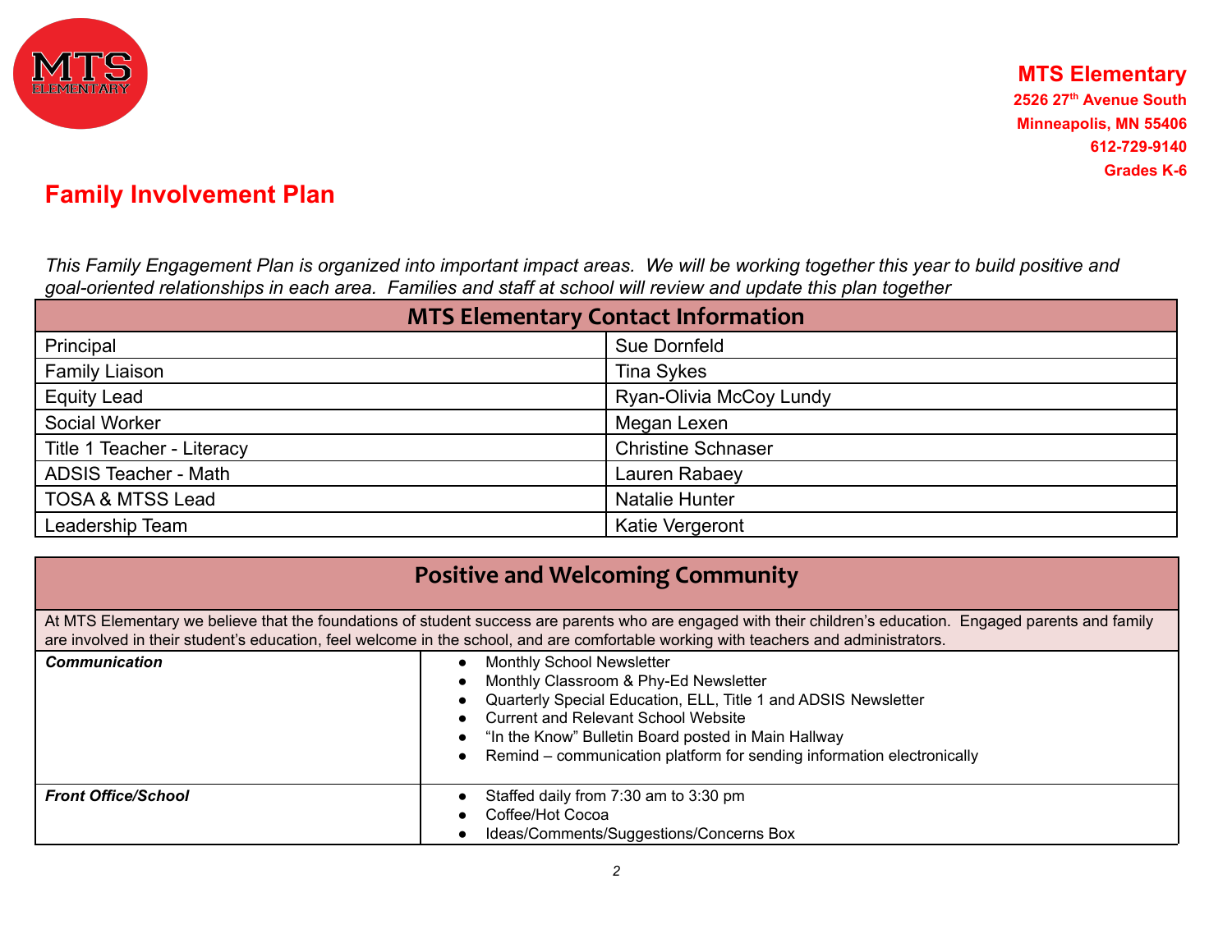**MTS Elementary**
**2526 27th Avenue South**
**Minneapolis, MN 55406**
**612-729-9140**
**Grades K-6**

# Family Involvement Plan

*This Family Engagement Plan is organized into important impact areas. We will be working together this year to build positive and goal-oriented relationships in each area. Families and staff at school will review and update this plan together*

| MTS Elementary Contact Information | |
|---|---|
| Principal | Sue Dornfeld |
| Family Liaison | Tina Sykes |
| Equity Lead | Ryan-Olivia McCoy Lundy |
| Social Worker | Megan Lexen |
| Title 1 Teacher - Literacy | Christine Schnaser |
| ADSIS Teacher - Math | Lauren Rabaey |
| TOSA & MTSS Lead | Natalie Hunter |
| Leadership Team | Katie Vergeront |

| Positive and Welcoming Community | |
|---|---|
| At MTS Elementary we believe that the foundations of student success are parents who are engaged with their children's education. Engaged parents and family are involved in their student's education, feel welcome in the school, and are comfortable working with teachers and administrators. | |
| ***Communication*** | • Monthly School Newsletter<br>• Monthly Classroom & Phy-Ed Newsletter<br>• Quarterly Special Education, ELL, Title 1 and ADSIS Newsletter<br>• Current and Relevant School Website<br>• "In the Know" Bulletin Board posted in Main Hallway<br>• Remind – communication platform for sending information electronically |
| ***Front Office/School*** | • Staffed daily from 7:30 am to 3:30 pm<br>• Coffee/Hot Cocoa<br>• Ideas/Comments/Suggestions/Concerns Box |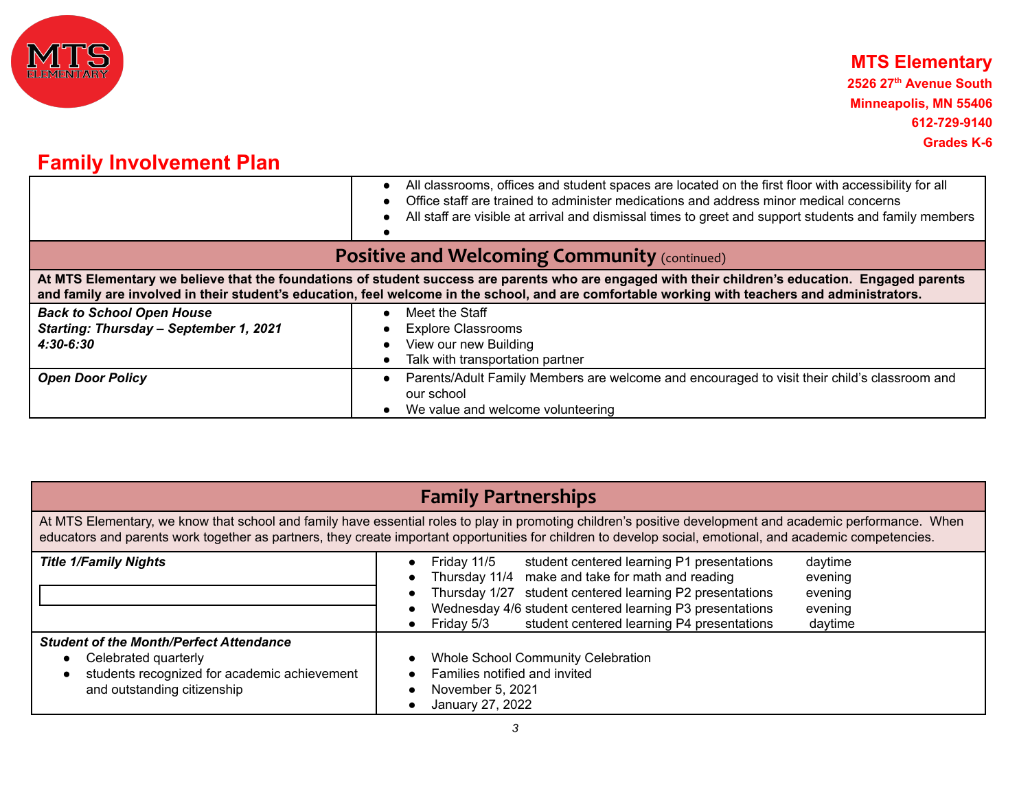**MTS Elementary**
**2526 27th Avenue South**
**Minneapolis, MN 55406**
**612-729-9140**
**Grades K-6**

## Family Involvement Plan

| | |
|---|---|
| | • All classrooms, offices and student spaces are located on the first floor with accessibility for all<br>• Office staff are trained to administer medications and address minor medical concerns<br>• All staff are visible at arrival and dismissal times to greet and support students and family members<br>• |
| **Positive and Welcoming Community** (continued) | |
| **At MTS Elementary we believe that the foundations of student success are parents who are engaged with their children's education. Engaged parents and family are involved in their student's education, feel welcome in the school, and are comfortable working with teachers and administrators.** | |
| ***Back to School Open House***<br>***Starting: Thursday – September 1, 2021***<br>***4:30-6:30*** | • Meet the Staff<br>• Explore Classrooms<br>• View our new Building<br>• Talk with transportation partner |
| ***Open Door Policy*** | • Parents/Adult Family Members are welcome and encouraged to visit their child's classroom and our school<br>• We value and welcome volunteering |

| **Family Partnerships** | |
|---|---|
| At MTS Elementary, we know that school and family have essential roles to play in promoting children's positive development and academic performance. When educators and parents work together as partners, they create important opportunities for children to develop social, emotional, and academic competencies. | |
| ***Title 1/Family Nights*** | • Friday 11/5 student centered learning P1 presentations daytime<br>• Thursday 11/4 make and take for math and reading evening<br>• Thursday 1/27 student centered learning P2 presentations evening<br>• Wednesday 4/6 student centered learning P3 presentations evening<br>• Friday 5/3 student centered learning P4 presentations daytime |
| ***Student of the Month/Perfect Attendance***<br>• Celebrated quarterly<br>• students recognized for academic achievement and outstanding citizenship | • Whole School Community Celebration<br>• Families notified and invited<br>• November 5, 2021<br>• January 27, 2022 |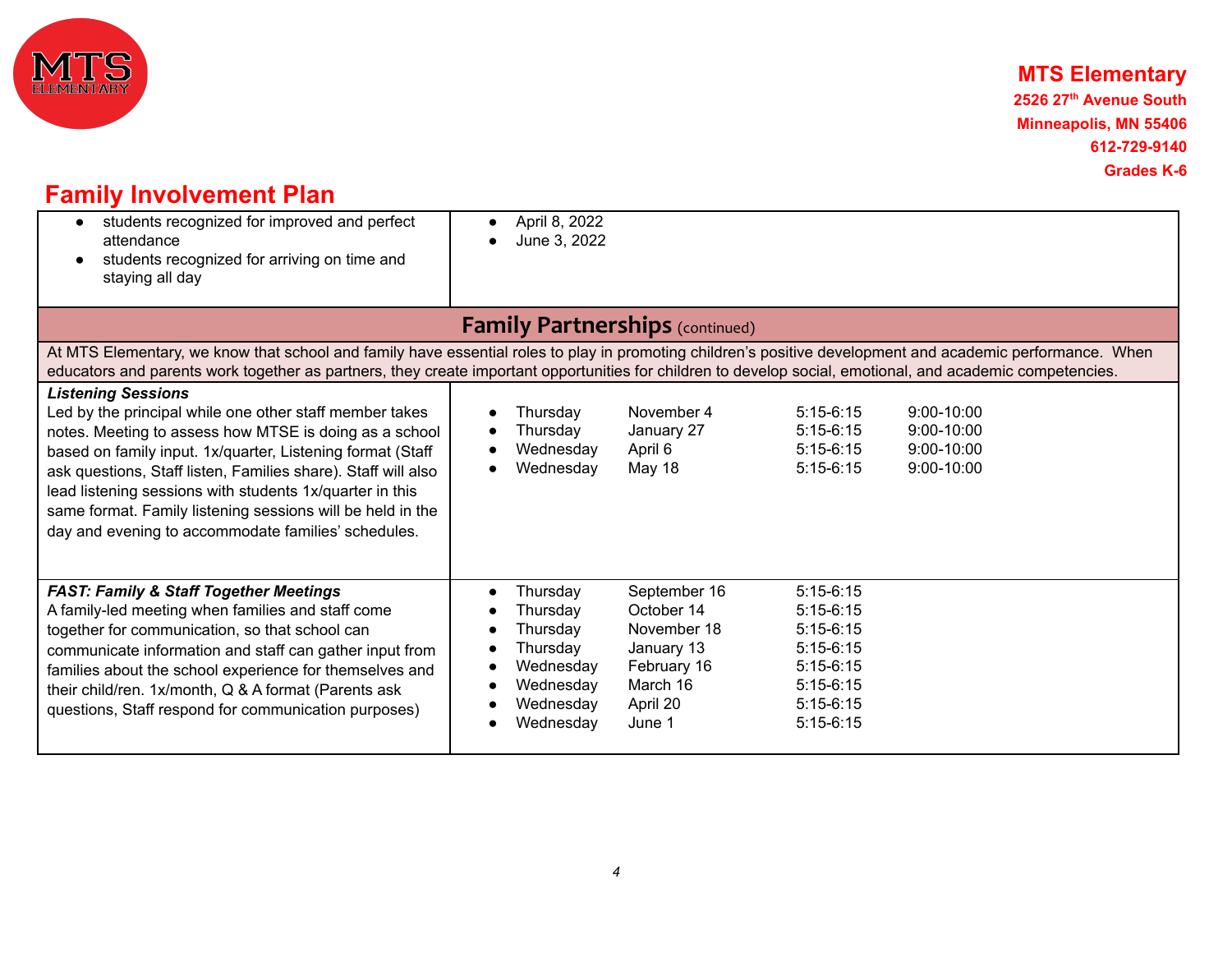**MTS Elementary**
**2526 27th Avenue South**
**Minneapolis, MN 55406**
**612-729-9140**
**Grades K-6**

# Family Involvement Plan

| | |
|---|---|
| • students recognized for improved and perfect attendance<br>• students recognized for arriving on time and staying all day | • April 8, 2022<br>• June 3, 2022 |

## Family Partnerships (continued)

At MTS Elementary, we know that school and family have essential roles to play in promoting children's positive development and academic performance. When educators and parents work together as partners, they create important opportunities for children to develop social, emotional, and academic competencies.

| | |
|---|---|
| ***Listening Sessions***<br>Led by the principal while one other staff member takes notes. Meeting to assess how MTSE is doing as a school based on family input. 1x/quarter, Listening format (Staff ask questions, Staff listen, Families share). Staff will also lead listening sessions with students 1x/quarter in this same format. Family listening sessions will be held in the day and evening to accommodate families' schedules. | • Thursday November 4 5:15-6:15 9:00-10:00<br>• Thursday January 27 5:15-6:15 9:00-10:00<br>• Wednesday April 6 5:15-6:15 9:00-10:00<br>• Wednesday May 18 5:15-6:15 9:00-10:00 |
| ***FAST: Family & Staff Together Meetings***<br>A family-led meeting when families and staff come together for communication, so that school can communicate information and staff can gather input from families about the school experience for themselves and their child/ren. 1x/month, Q & A format (Parents ask questions, Staff respond for communication purposes) | • Thursday September 16 5:15-6:15<br>• Thursday October 14 5:15-6:15<br>• Thursday November 18 5:15-6:15<br>• Thursday January 13 5:15-6:15<br>• Wednesday February 16 5:15-6:15<br>• Wednesday March 16 5:15-6:15<br>• Wednesday April 20 5:15-6:15<br>• Wednesday June 1 5:15-6:15 |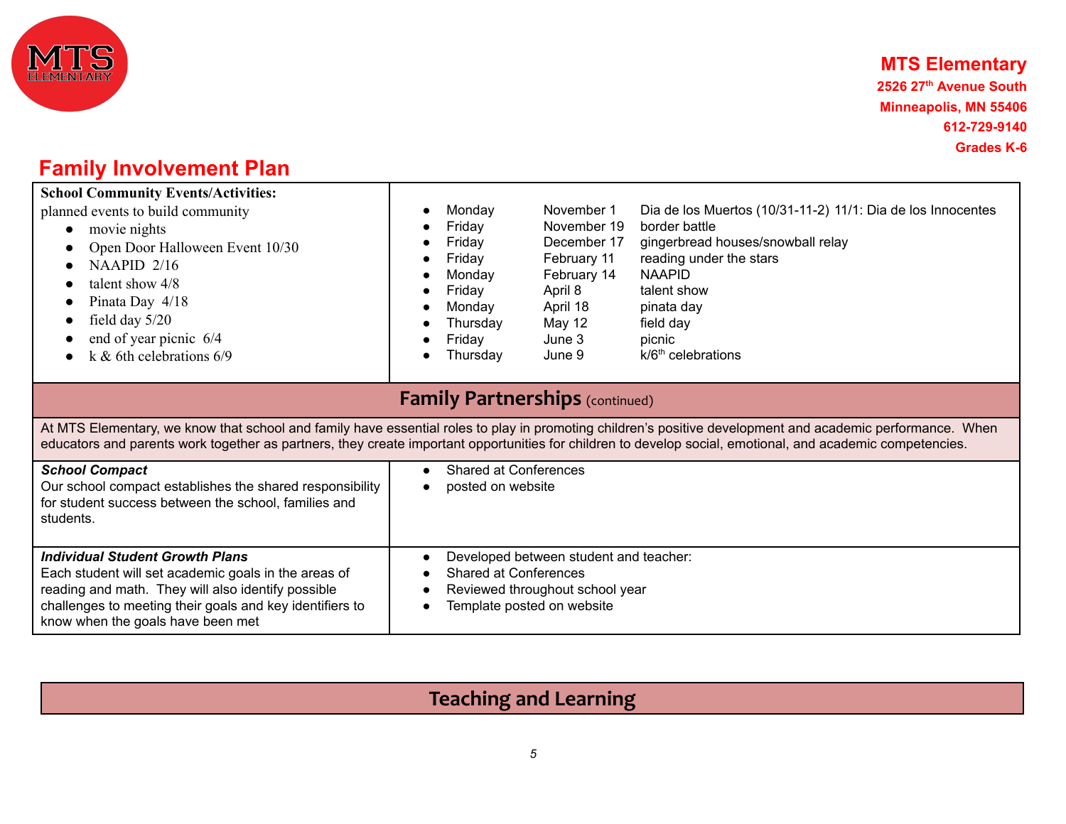**MTS Elementary**
**2526 27th Avenue South**
**Minneapolis, MN 55406**
**612-729-9140**
**Grades K-6**

# Family Involvement Plan

| **School Community Events/Activities:**<br>planned events to build community<br>• movie nights<br>• Open Door Halloween Event 10/30<br>• NAAPID 2/16<br>• talent show 4/8<br>• Pinata Day 4/18<br>• field day 5/20<br>• end of year picnic 6/4<br>• k & 6th celebrations 6/9 | • Monday November 1 Dia de los Muertos (10/31-11-2) 11/1: Dia de los Innocentes<br>• Friday November 19 border battle<br>• Friday December 17 gingerbread houses/snowball relay<br>• Friday February 11 reading under the stars<br>• Monday February 14 NAAPID<br>• Friday April 8 talent show<br>• Monday April 18 pinata day<br>• Thursday May 12 field day<br>• Friday June 3 picnic<br>• Thursday June 9 k/6th celebrations |
|---|---|

## Family Partnerships (continued)

At MTS Elementary, we know that school and family have essential roles to play in promoting children's positive development and academic performance. When educators and parents work together as partners, they create important opportunities for children to develop social, emotional, and academic competencies.

| ***School Compact***<br>Our school compact establishes the shared responsibility for student success between the school, families and students. | • Shared at Conferences<br>• posted on website |
|---|---|
| ***Individual Student Growth Plans***<br>Each student will set academic goals in the areas of reading and math. They will also identify possible challenges to meeting their goals and key identifiers to know when the goals have been met | • Developed between student and teacher:<br>• Shared at Conferences<br>• Reviewed throughout school year<br>• Template posted on website |

## Teaching and Learning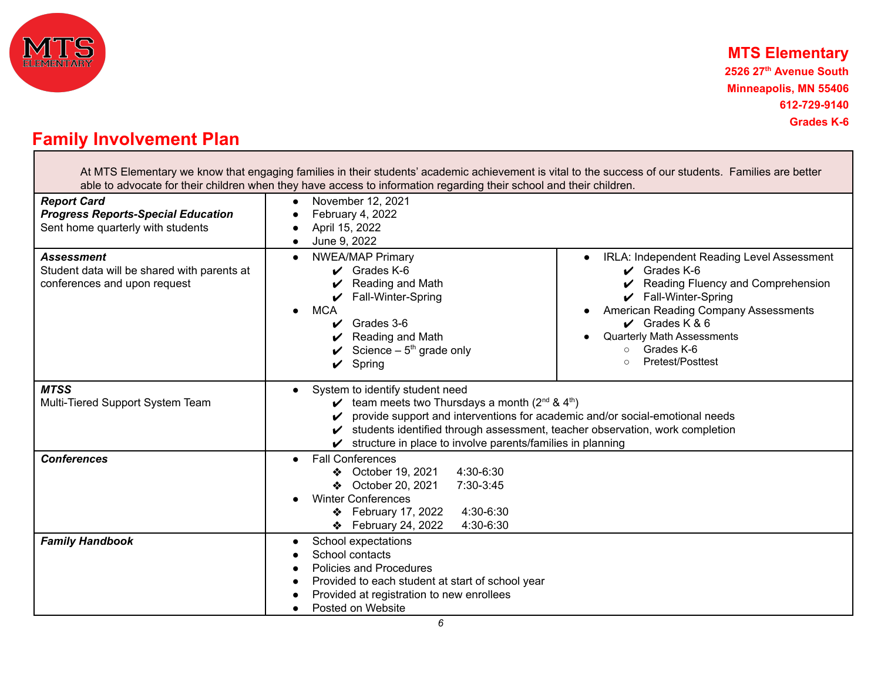MTS ELEMENTARY

**MTS Elementary**
**2526 27th Avenue South**
**Minneapolis, MN 55406**
**612-729-9140**
**Grades K-6**

# Family Involvement Plan

At MTS Elementary we know that engaging families in their students' academic achievement is vital to the success of our students. Families are better able to advocate for their children when they have access to information regarding their school and their children.

| | | |
|---|---|---|
| ***Report Card*** <br> ***Progress Reports-Special Education*** <br> Sent home quarterly with students | • November 12, 2021 <br> • February 4, 2022 <br> • April 15, 2022 <br> • June 9, 2022 | |
| ***Assessment*** <br> Student data will be shared with parents at conferences and upon request | • NWEA/MAP Primary <br> ✔ Grades K-6 <br> ✔ Reading and Math <br> ✔ Fall-Winter-Spring <br> • MCA <br> ✔ Grades 3-6 <br> ✔ Reading and Math <br> ✔ Science – 5th grade only <br> ✔ Spring | • IRLA: Independent Reading Level Assessment <br> ✔ Grades K-6 <br> ✔ Reading Fluency and Comprehension <br> ✔ Fall-Winter-Spring <br> • American Reading Company Assessments <br> ✔ Grades K & 6 <br> • Quarterly Math Assessments <br> ○ Grades K-6 <br> ○ Pretest/Posttest |
| ***MTSS*** <br> Multi-Tiered Support System Team | • System to identify student need <br> ✔ team meets two Thursdays a month (2nd & 4th) <br> ✔ provide support and interventions for academic and/or social-emotional needs <br> ✔ students identified through assessment, teacher observation, work completion <br> ✔ structure in place to involve parents/families in planning | |
| ***Conferences*** | • Fall Conferences <br> ❖ October 19, 2021 4:30-6:30 <br> ❖ October 20, 2021 7:30-3:45 <br> • Winter Conferences <br> ❖ February 17, 2022 4:30-6:30 <br> ❖ February 24, 2022 4:30-6:30 | |
| ***Family Handbook*** | • School expectations <br> • School contacts <br> • Policies and Procedures <br> • Provided to each student at start of school year <br> • Provided at registration to new enrollees <br> • Posted on Website | |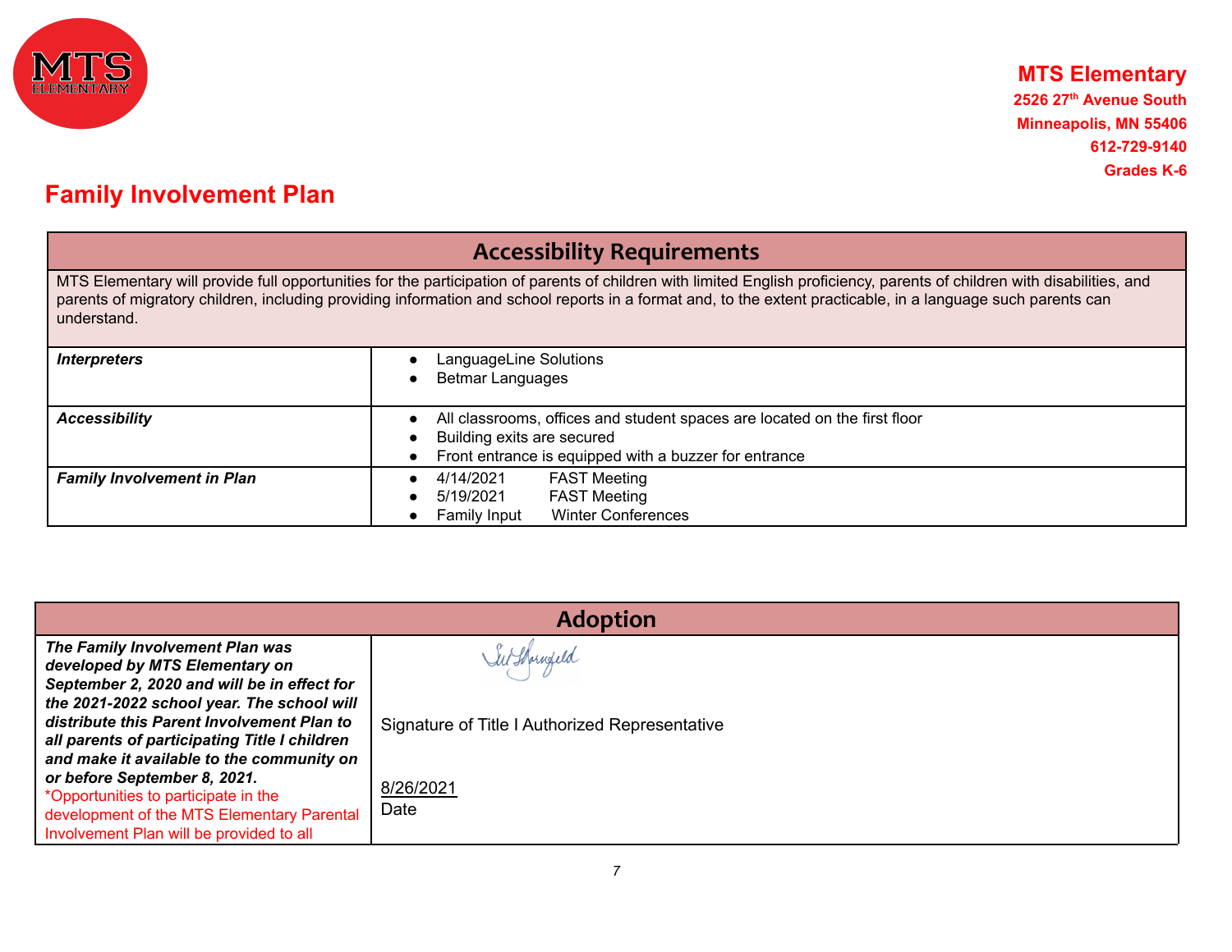**MTS Elementary**
**2526 27th Avenue South**
**Minneapolis, MN 55406**
**612-729-9140**
**Grades K-6**

# Family Involvement Plan

| Accessibility Requirements | |
|---|---|
| MTS Elementary will provide full opportunities for the participation of parents of children with limited English proficiency, parents of children with disabilities, and parents of migratory children, including providing information and school reports in a format and, to the extent practicable, in a language such parents can understand. | |
| ***Interpreters*** | • LanguageLine Solutions<br>• Betmar Languages |
| ***Accessibility*** | • All classrooms, offices and student spaces are located on the first floor<br>• Building exits are secured<br>• Front entrance is equipped with a buzzer for entrance |
| ***Family Involvement in Plan*** | • 4/14/2021 FAST Meeting<br>• 5/19/2021 FAST Meeting<br>• Family Input Winter Conferences |

| Adoption | |
|---|---|
| ***The Family Involvement Plan was developed by MTS Elementary on September 2, 2020 and will be in effect for the 2021-2022 school year. The school will distribute this Parent Involvement Plan to all parents of participating Title I children and make it available to the community on or before September 8, 2021.***<br>*Opportunities to participate in the development of the MTS Elementary Parental Involvement Plan will be provided to all | [signature]<br><br>Signature of Title I Authorized Representative<br><br>8/26/2021<br>Date |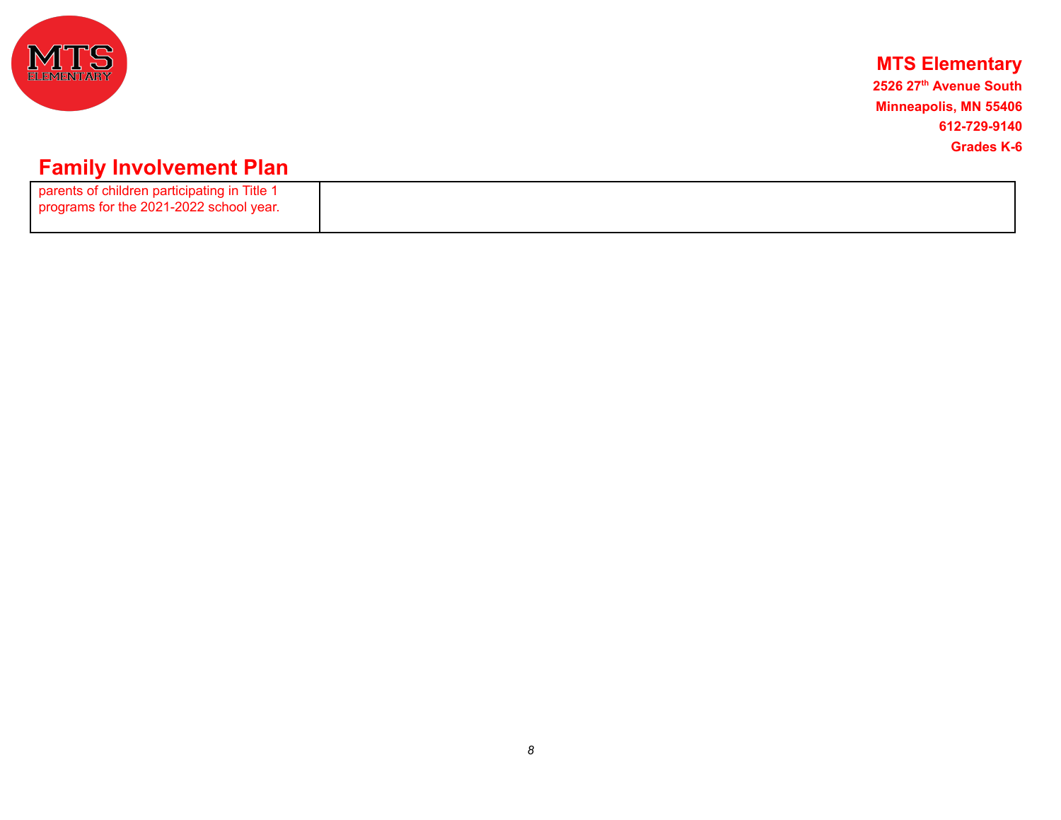**MTS Elementary**

**2526 27th Avenue South**

**Minneapolis, MN 55406**

**612-729-9140**

**Grades K-6**

## Family Involvement Plan

| | |
|---|---|
| parents of children participating in Title 1 programs for the 2021-2022 school year. | |